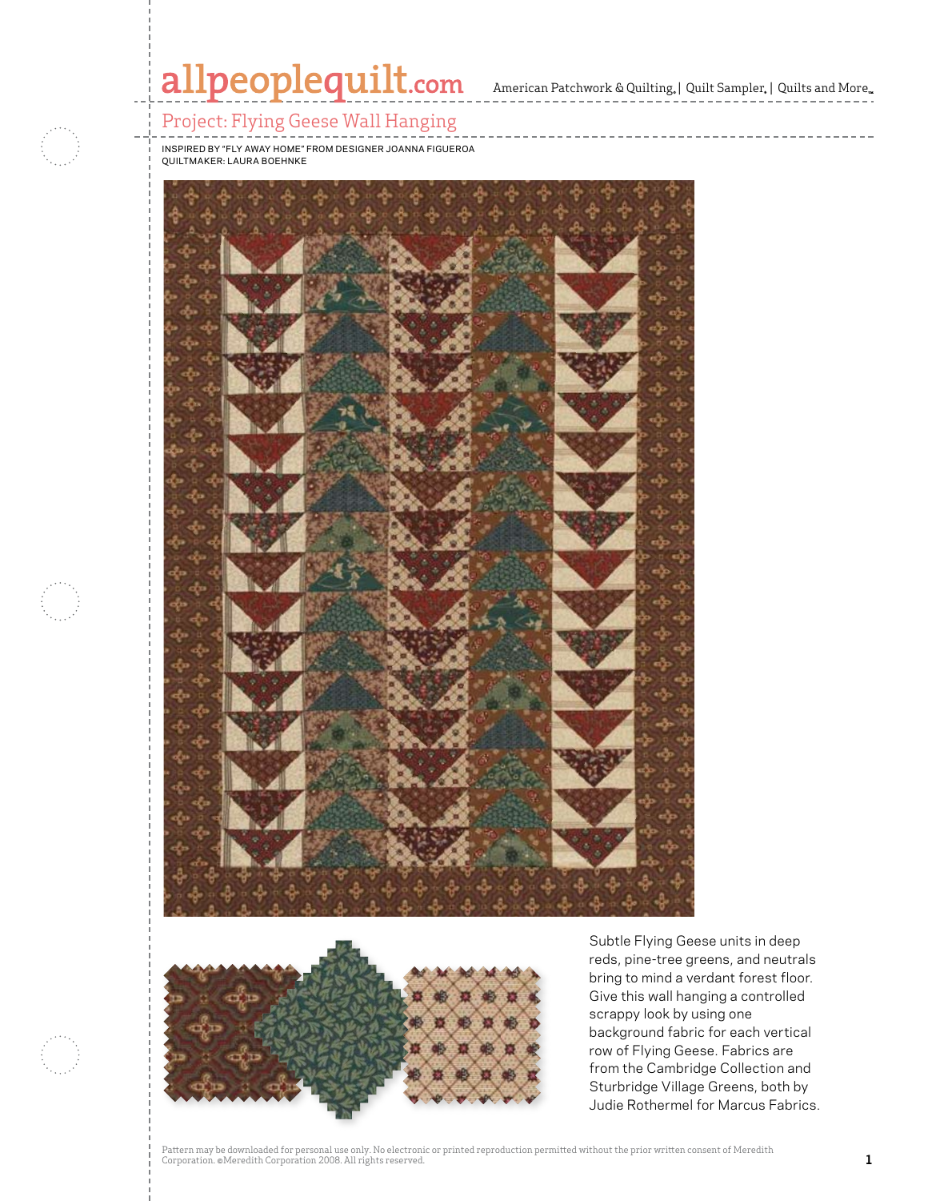# Project: Flying Geese Wall Hanging

INSPIRED BY "FLY AWAY HOME" FROM DESIGNER JOANNA FIGUEROA
QUILTMAKER: LAURA BOEHNKE

Subtle Flying Geese units in deep reds, pine-tree greens, and neutrals bring to mind a verdant forest floor. Give this wall hanging a controlled scrappy look by using one background fabric for each vertical row of Flying Geese. Fabrics are from the Cambridge Collection and Sturbridge Village Greens, both by Judie Rothermel for Marcus Fabrics.

Pattern may be downloaded for personal use only. No electronic or printed reproduction permitted without the prior written consent of Meredith Corporation. ©Meredith Corporation 2008. All rights reserved.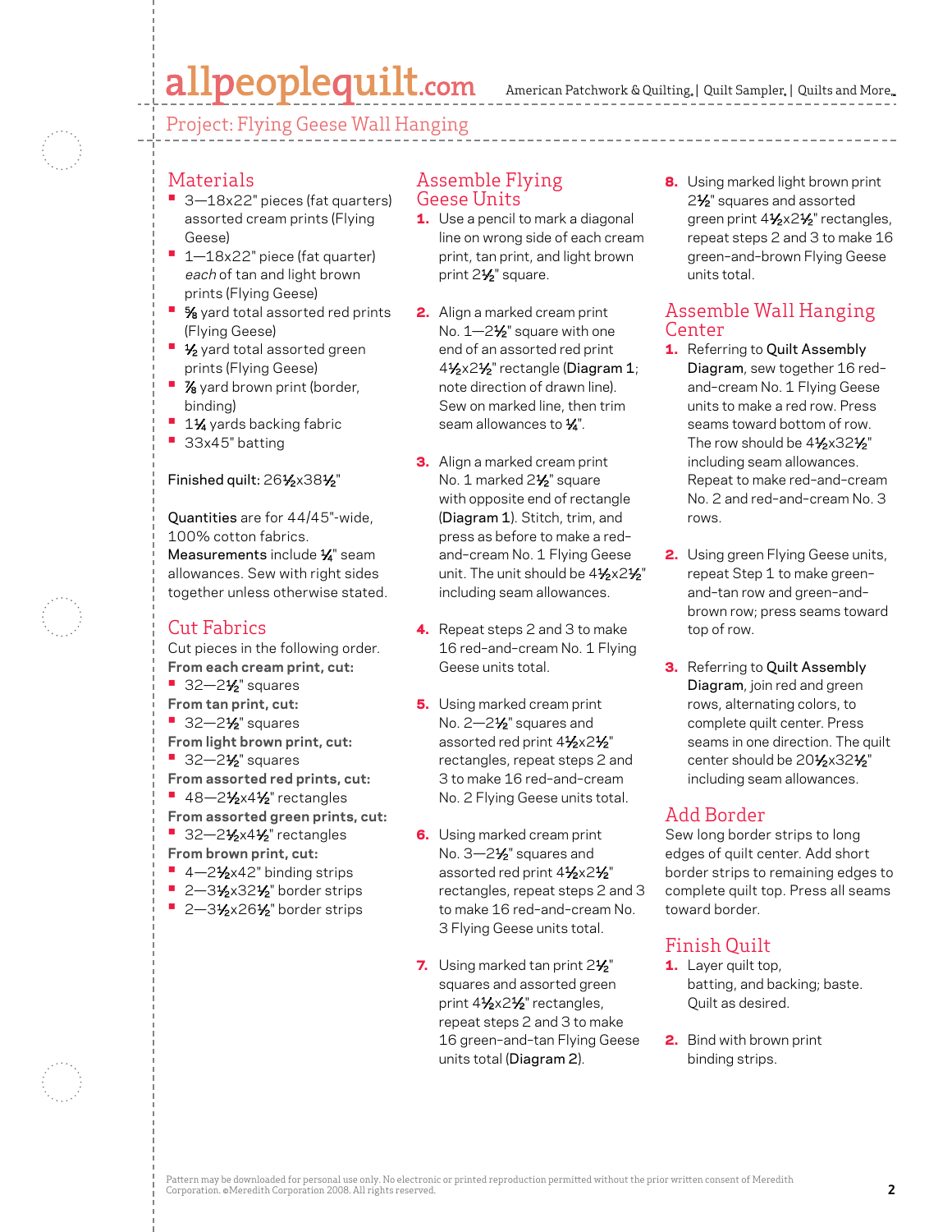## Project: Flying Geese Wall Hanging

### Materials

- 3—18x22" pieces (fat quarters) assorted cream prints (Flying Geese)
- 1—18x22" piece (fat quarter) *each* of tan and light brown prints (Flying Geese)
- ⅝ yard total assorted red prints (Flying Geese)
- ½ yard total assorted green prints (Flying Geese)
- ⅞ yard brown print (border, binding)
- 1¼ yards backing fabric
- 33x45" batting

**Finished quilt:** 26½x38½"

**Quantities** are for 44/45"-wide, 100% cotton fabrics.
**Measurements** include ¼" seam allowances. Sew with right sides together unless otherwise stated.

### Cut Fabrics

Cut pieces in the following order.

**From each cream print, cut:**
- 32—2½" squares

**From tan print, cut:**
- 32—2½" squares

**From light brown print, cut:**
- 32—2½" squares

**From assorted red prints, cut:**
- 48—2½x4½" rectangles

**From assorted green prints, cut:**
- 32—2½x4½" rectangles

**From brown print, cut:**
- 4—2½x42" binding strips
- 2—3½x32½" border strips
- 2—3½x26½" border strips

### Assemble Flying Geese Units

1. Use a pencil to mark a diagonal line on wrong side of each cream print, tan print, and light brown print 2½" square.
2. Align a marked cream print No. 1—2½" square with one end of an assorted red print 4½x2½" rectangle (**Diagram 1**; note direction of drawn line). Sew on marked line, then trim seam allowances to ¼".
3. Align a marked cream print No. 1 marked 2½" square with opposite end of rectangle (**Diagram 1**). Stitch, trim, and press as before to make a red-and-cream No. 1 Flying Geese unit. The unit should be 4½x2½" including seam allowances.
4. Repeat steps 2 and 3 to make 16 red-and-cream No. 1 Flying Geese units total.
5. Using marked cream print No. 2—2½" squares and assorted red print 4½x2½" rectangles, repeat steps 2 and 3 to make 16 red-and-cream No. 2 Flying Geese units total.
6. Using marked cream print No. 3—2½" squares and assorted red print 4½x2½" rectangles, repeat steps 2 and 3 to make 16 red-and-cream No. 3 Flying Geese units total.
7. Using marked tan print 2½" squares and assorted green print 4½x2½" rectangles, repeat steps 2 and 3 to make 16 green-and-tan Flying Geese units total (**Diagram 2**).
8. Using marked light brown print 2½" squares and assorted green print 4½x2½" rectangles, repeat steps 2 and 3 to make 16 green-and-brown Flying Geese units total.

### Assemble Wall Hanging Center

1. Referring to **Quilt Assembly Diagram**, sew together 16 red-and-cream No. 1 Flying Geese units to make a red row. Press seams toward bottom of row. The row should be 4½x32½" including seam allowances. Repeat to make red-and-cream No. 2 and red-and-cream No. 3 rows.
2. Using green Flying Geese units, repeat Step 1 to make green-and-tan row and green-and-brown row; press seams toward top of row.
3. Referring to **Quilt Assembly Diagram**, join red and green rows, alternating colors, to complete quilt center. Press seams in one direction. The quilt center should be 20½x32½" including seam allowances.

### Add Border

Sew long border strips to long edges of quilt center. Add short border strips to remaining edges to complete quilt top. Press all seams toward border.

### Finish Quilt

1. Layer quilt top, batting, and backing; baste. Quilt as desired.
2. Bind with brown print binding strips.

Pattern may be downloaded for personal use only. No electronic or printed reproduction permitted without the prior written consent of Meredith Corporation. ©Meredith Corporation 2008. All rights reserved.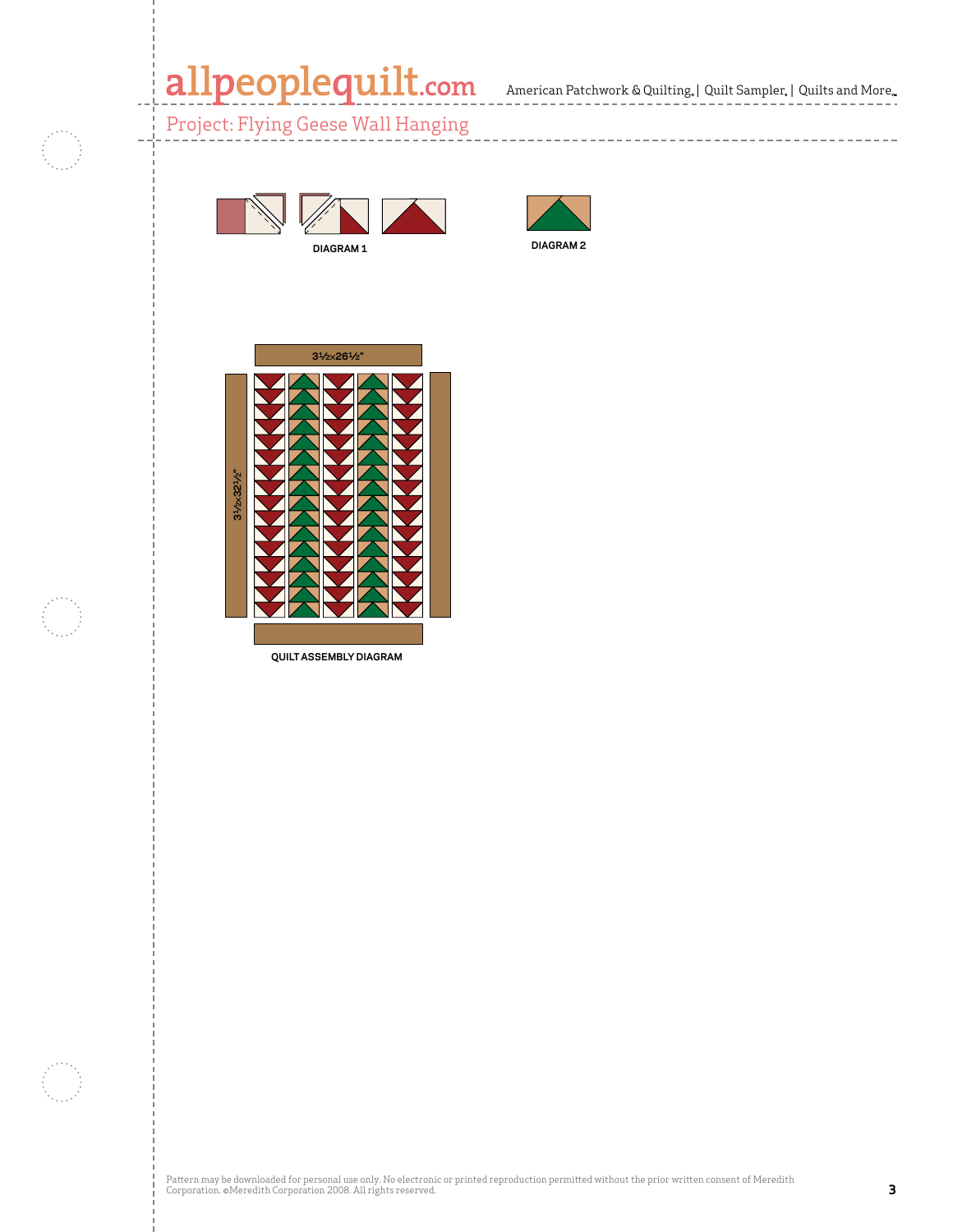DIAGRAM 1

DIAGRAM 2

3½x26½"

3½x32½"

QUILT ASSEMBLY DIAGRAM

Pattern may be downloaded for personal use only. No electronic or printed reproduction permitted without the prior written consent of Meredith Corporation. ©Meredith Corporation 2008. All rights reserved.